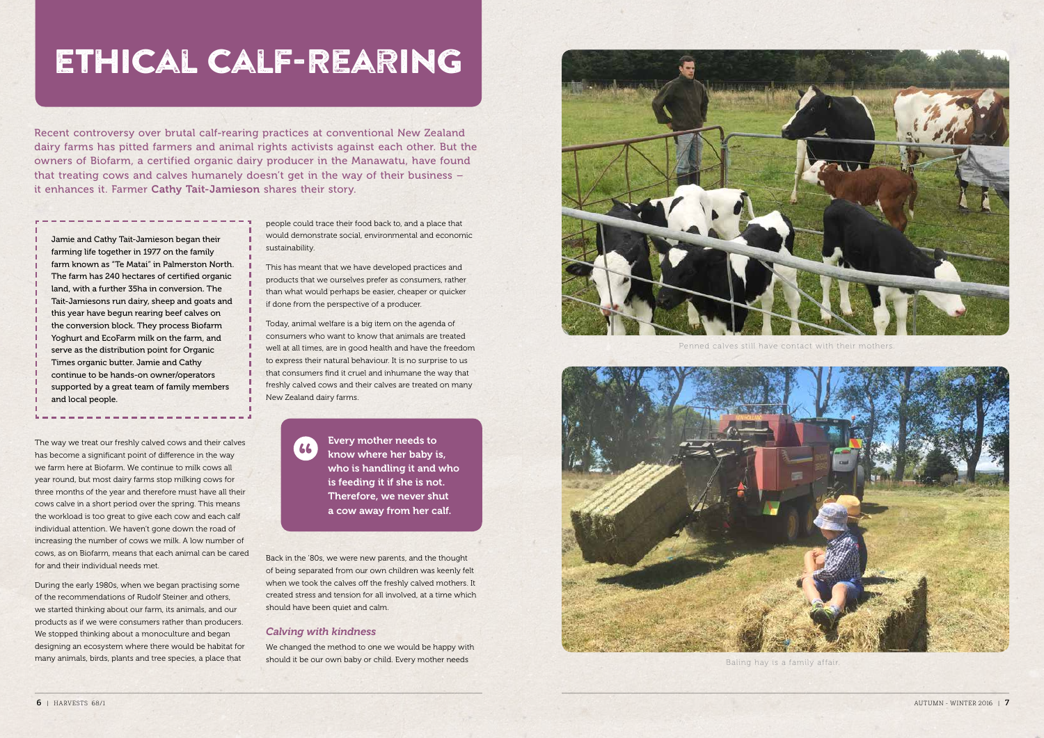# ETHICAL CALF-REARING

Recent controversy over brutal calf-rearing practices at conventional New Zealand dairy farms has pitted farmers and animal rights activists against each other. But the owners of Biofarm, a certified organic dairy producer in the Manawatu, have found that treating cows and calves humanely doesn't get in the way of their business – it enhances it. Farmer **Cathy Tait-Jamieson** shares their story.

Jamie and Cathy Tait-Jamieson began their farming life together in 1977 on the family farm known as "Te Matai" in Palmerston North. The farm has 240 hectares of certified organic land, with a further 35ha in conversion. The Tait-Jamiesons run dairy, sheep and goats and this year have begun rearing beef calves on the conversion block. They process Biofarm Yoghurt and EcoFarm milk on the farm, and serve as the distribution point for Organic Times organic butter. Jamie and Cathy continue to be hands-on owner/operators supported by a great team of family members and local people.

The way we treat our freshly calved cows and their calves has become a significant point of difference in the way we farm here at Biofarm. We continue to milk cows all year round, but most dairy farms stop milking cows for three months of the year and therefore must have all their cows calve in a short period over the spring. This means the workload is too great to give each cow and each calf individual attention. We haven't gone down the road of increasing the number of cows we milk. A low number of cows, as on Biofarm, means that each animal can be cared for and their individual needs met.

During the early 1980s, when we began practising some of the recommendations of Rudolf Steiner and others, we started thinking about our farm, its animals, and our products as if we were consumers rather than producers. We stopped thinking about a monoculture and began designing an ecosystem where there would be habitat for many animals, birds, plants and tree species, a place that people could trace their food back to, and a place that would demonstrate social, environmental and economic sustainability.

This has meant that we have developed practices and products that we ourselves prefer as consumers, rather than what would perhaps be easier, cheaper or quicker if done from the perspective of a producer.

Today, animal welfare is a big item on the agenda of consumers who want to know that animals are treated well at all times, are in good health and have the freedom to express their natural behaviour. It is no surprise to us that consumers find it cruel and inhumane the way that freshly calved cows and their calves are treated on many New Zealand dairy farms.

> **Every mother needs to know where her baby is, who is handling it and who is feeding it if she is not. Therefore, we never shut a cow away from her calf.**

Back in the '80s, we were new parents, and the thought of being separated from our own children was keenly felt when we took the calves off the freshly calved mothers. It created stress and tension for all involved, at a time which should have been quiet and calm.

### *Calving with kindness*

We changed the method to one we would be happy with should it be our own baby or child. Every mother needs

Penned calves still have contact with their mothers.

Baling hay is a family affair.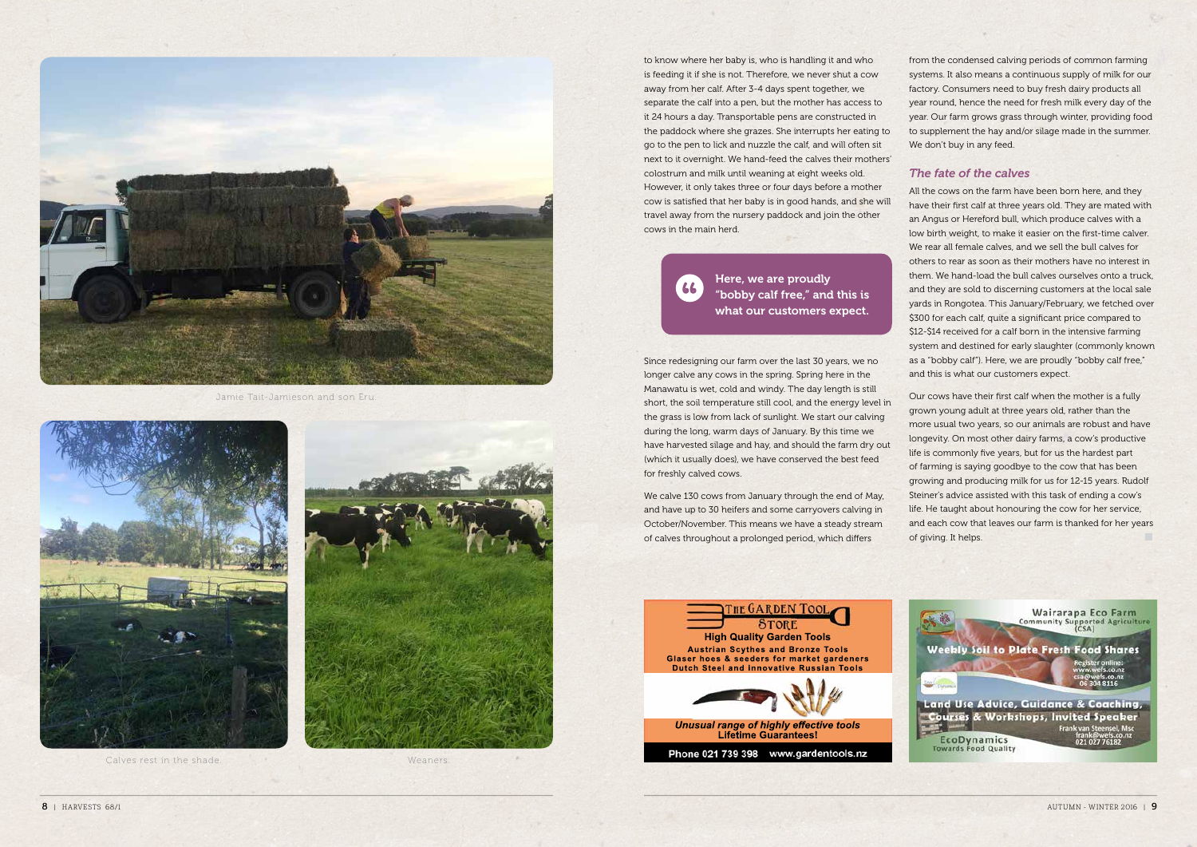Jamie Tait-Jamieson and son Eru.

Calves rest in the shade.

Weaners.

to know where her baby is, who is handling it and who is feeding it if she is not. Therefore, we never shut a cow away from her calf. After 3-4 days spent together, we separate the calf into a pen, but the mother has access to it 24 hours a day. Transportable pens are constructed in the paddock where she grazes. She interrupts her eating to go to the pen to lick and nuzzle the calf, and will often sit next to it overnight. We hand-feed the calves their mothers' colostrum and milk until weaning at eight weeks old. However, it only takes three or four days before a mother cow is satisfied that her baby is in good hands, and she will travel away from the nursery paddock and join the other cows in the main herd.

> **Here, we are proudly "bobby calf free," and this is what our customers expect.**

Since redesigning our farm over the last 30 years, we no longer calve any cows in the spring. Spring here in the Manawatu is wet, cold and windy. The day length is still short, the soil temperature still cool, and the energy level in the grass is low from lack of sunlight. We start our calving during the long, warm days of January. By this time we have harvested silage and hay, and should the farm dry out (which it usually does), we have conserved the best feed for freshly calved cows.

We calve 130 cows from January through the end of May, and have up to 30 heifers and some carryovers calving in October/November. This means we have a steady stream of calves throughout a prolonged period, which differs from the condensed calving periods of common farming systems. It also means a continuous supply of milk for our factory. Consumers need to buy fresh dairy products all year round, hence the need for fresh milk every day of the year. Our farm grows grass through winter, providing food to supplement the hay and/or silage made in the summer. We don't buy in any feed.

### The fate of the calves

All the cows on the farm have been born here, and they have their first calf at three years old. They are mated with an Angus or Hereford bull, which produce calves with a low birth weight, to make it easier on the first-time calver. We rear all female calves, and we sell the bull calves for others to rear as soon as their mothers have no interest in them. We hand-load the bull calves ourselves onto a truck, and they are sold to discerning customers at the local sale yards in Rongotea. This January/February, we fetched over $300 for each calf, quite a significant price compared to $12-$14 received for a calf born in the intensive farming system and destined for early slaughter (commonly known as a "bobby calf"). Here, we are proudly "bobby calf free," and this is what our customers expect.

Our cows have their first calf when the mother is a fully grown young adult at three years old, rather than the more usual two years, so our animals are robust and have longevity. On most other dairy farms, a cow's productive life is commonly five years, but for us the hardest part of farming is saying goodbye to the cow that has been growing and producing milk for us for 12-15 years. Rudolf Steiner's advice assisted with this task of ending a cow's life. He taught about honouring the cow for her service, and each cow that leaves our farm is thanked for her years of giving. It helps.

---

**THE GARDEN TOOL STORE**
**High Quality Garden Tools**
Austrian Scythes and Bronze Tools
Glaser hoes & seeders for market gardeners
Dutch Steel and Innovative Russian Tools

*Unusual range of highly effective tools*
**Lifetime Guarantees!**

Phone 021 739 398 www.gardentools.nz

---

**Wairarapa Eco Farm**
Community Supported Agriculture (CSA)

**Weekly Soil to Plate Fresh Food Shares**
Register online:
www.wefs.co.nz
csa@wefs.co.nz
06 304 8116

**Land Use Advice, Guidance & Coaching, Courses & Workshops, Invited Speaker**
Frank van Steensel, Msc
frank@wefs.co.nz
021 027 76182

EcoDynamics
Towards Food Quality